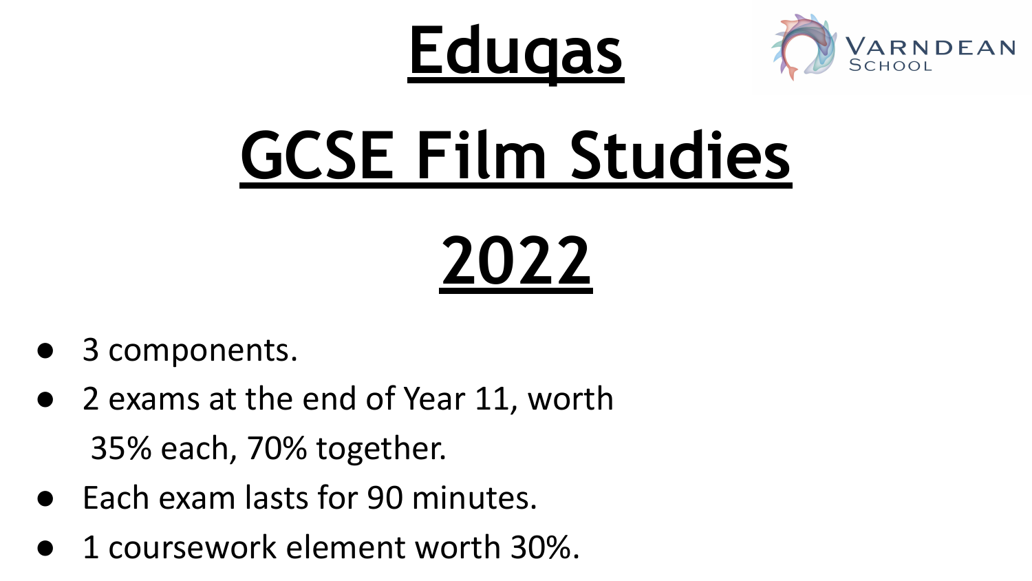# Eduqas

# GCSE Film Studies

# 2022

VARNDEAN SCHOOL

- 3 components.
- 2 exams at the end of Year 11, worth 35% each, 70% together.
- Each exam lasts for 90 minutes.
- 1 coursework element worth 30%.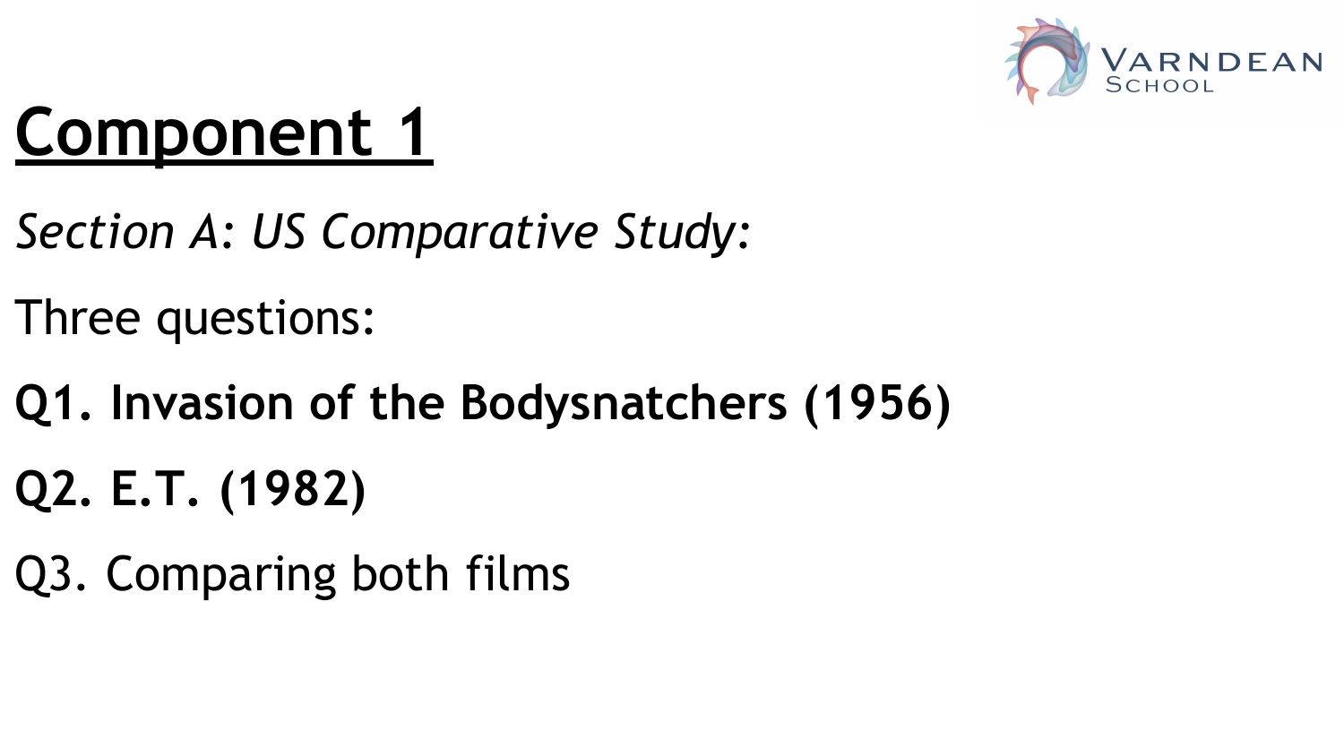# Component 1

*Section A: US Comparative Study:*

Three questions:

**Q1. Invasion of the Bodysnatchers (1956)**

**Q2. E.T. (1982)**

Q3. Comparing both films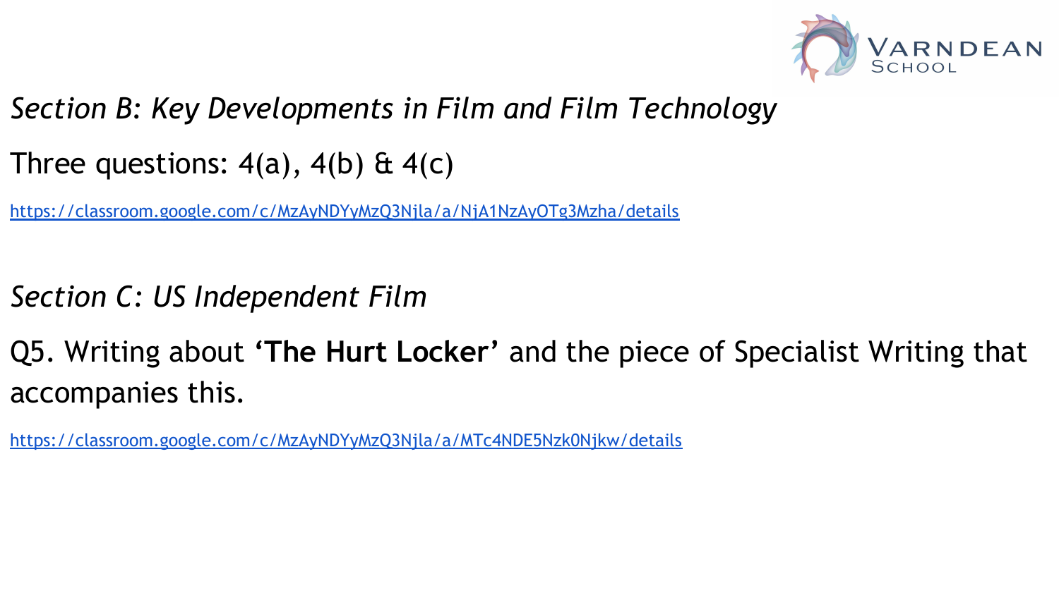*Section B: Key Developments in Film and Film Technology*

Three questions: 4(a), 4(b) & 4(c)

https://classroom.google.com/c/MzAyNDYyMzQ3Njla/a/NjA1NzAyOTg3Mzha/details

*Section C: US Independent Film*

Q5. Writing about **'The Hurt Locker'** and the piece of Specialist Writing that accompanies this.

https://classroom.google.com/c/MzAyNDYyMzQ3Njla/a/MTc4NDE5Nzk0Njkw/details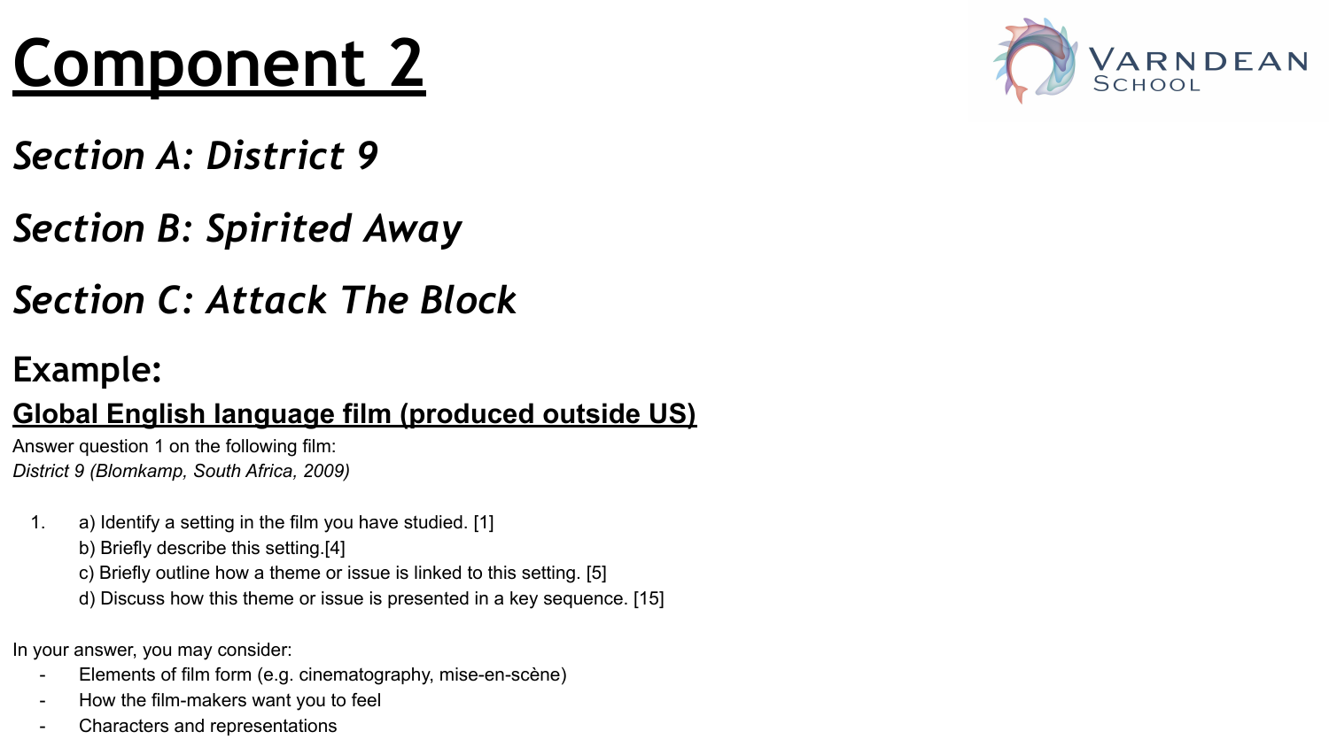# Component 2

## *Section A: District 9*

## *Section B: Spirited Away*

## *Section C: Attack The Block*

### Example:

**Global English language film (produced outside US)**

Answer question 1 on the following film:
*District 9 (Blomkamp, South Africa, 2009)*

1. a) Identify a setting in the film you have studied. [1]
   b) Briefly describe this setting.[4]
   c) Briefly outline how a theme or issue is linked to this setting. [5]
   d) Discuss how this theme or issue is presented in a key sequence. [15]

In your answer, you may consider:

- Elements of film form (e.g. cinematography, mise-en-scène)
- How the film-makers want you to feel
- Characters and representations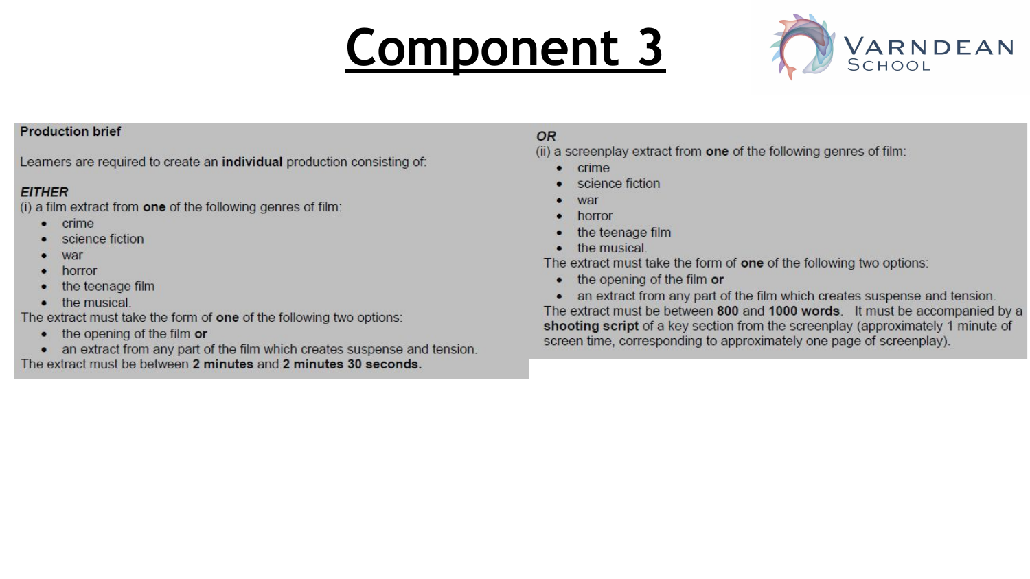# Component 3

**Production brief**

Learners are required to create an **individual** production consisting of:

***EITHER***

(i) a film extract from **one** of the following genres of film:

- crime
- science fiction
- war
- horror
- the teenage film
- the musical.

The extract must take the form of **one** of the following two options:

- the opening of the film **or**
- an extract from any part of the film which creates suspense and tension.

The extract must be between **2 minutes** and **2 minutes 30 seconds.**

***OR***

(ii) a screenplay extract from **one** of the following genres of film:

- crime
- science fiction
- war
- horror
- the teenage film
- the musical.

The extract must take the form of **one** of the following two options:

- the opening of the film **or**
- an extract from any part of the film which creates suspense and tension.

The extract must be between **800** and **1000 words**. It must be accompanied by a **shooting script** of a key section from the screenplay (approximately 1 minute of screen time, corresponding to approximately one page of screenplay).